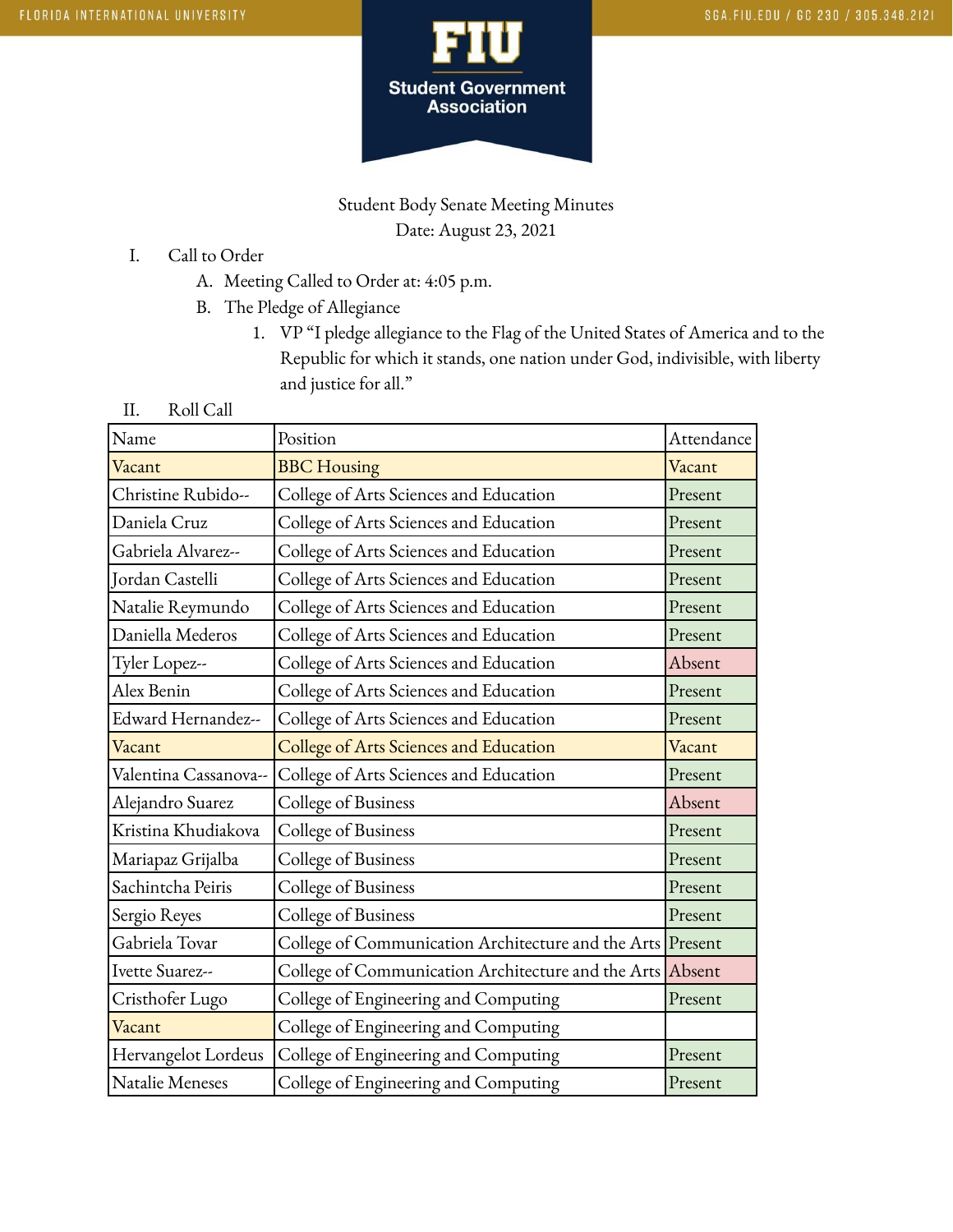Student Body Senate Meeting Minutes
Date: August 23, 2021

I. Call to Order
   A. Meeting Called to Order at: 4:05 p.m.
   B. The Pledge of Allegiance
      1. VP "I pledge allegiance to the Flag of the United States of America and to the Republic for which it stands, one nation under God, indivisible, with liberty and justice for all."

II. Roll Call

| Name | Position | Attendance |
|---|---|---|
| Vacant | BBC Housing | Vacant |
| Christine Rubido-- | College of Arts Sciences and Education | Present |
| Daniela Cruz | College of Arts Sciences and Education | Present |
| Gabriela Alvarez-- | College of Arts Sciences and Education | Present |
| Jordan Castelli | College of Arts Sciences and Education | Present |
| Natalie Reymundo | College of Arts Sciences and Education | Present |
| Daniella Mederos | College of Arts Sciences and Education | Present |
| Tyler Lopez-- | College of Arts Sciences and Education | Absent |
| Alex Benin | College of Arts Sciences and Education | Present |
| Edward Hernandez-- | College of Arts Sciences and Education | Present |
| Vacant | College of Arts Sciences and Education | Vacant |
| Valentina Cassanova-- | College of Arts Sciences and Education | Present |
| Alejandro Suarez | College of Business | Absent |
| Kristina Khudiakova | College of Business | Present |
| Mariapaz Grijalba | College of Business | Present |
| Sachintcha Peiris | College of Business | Present |
| Sergio Reyes | College of Business | Present |
| Gabriela Tovar | College of Communication Architecture and the Arts | Present |
| Ivette Suarez-- | College of Communication Architecture and the Arts | Absent |
| Cristhofer Lugo | College of Engineering and Computing | Present |
| Vacant | College of Engineering and Computing | |
| Hervangelot Lordeus | College of Engineering and Computing | Present |
| Natalie Meneses | College of Engineering and Computing | Present |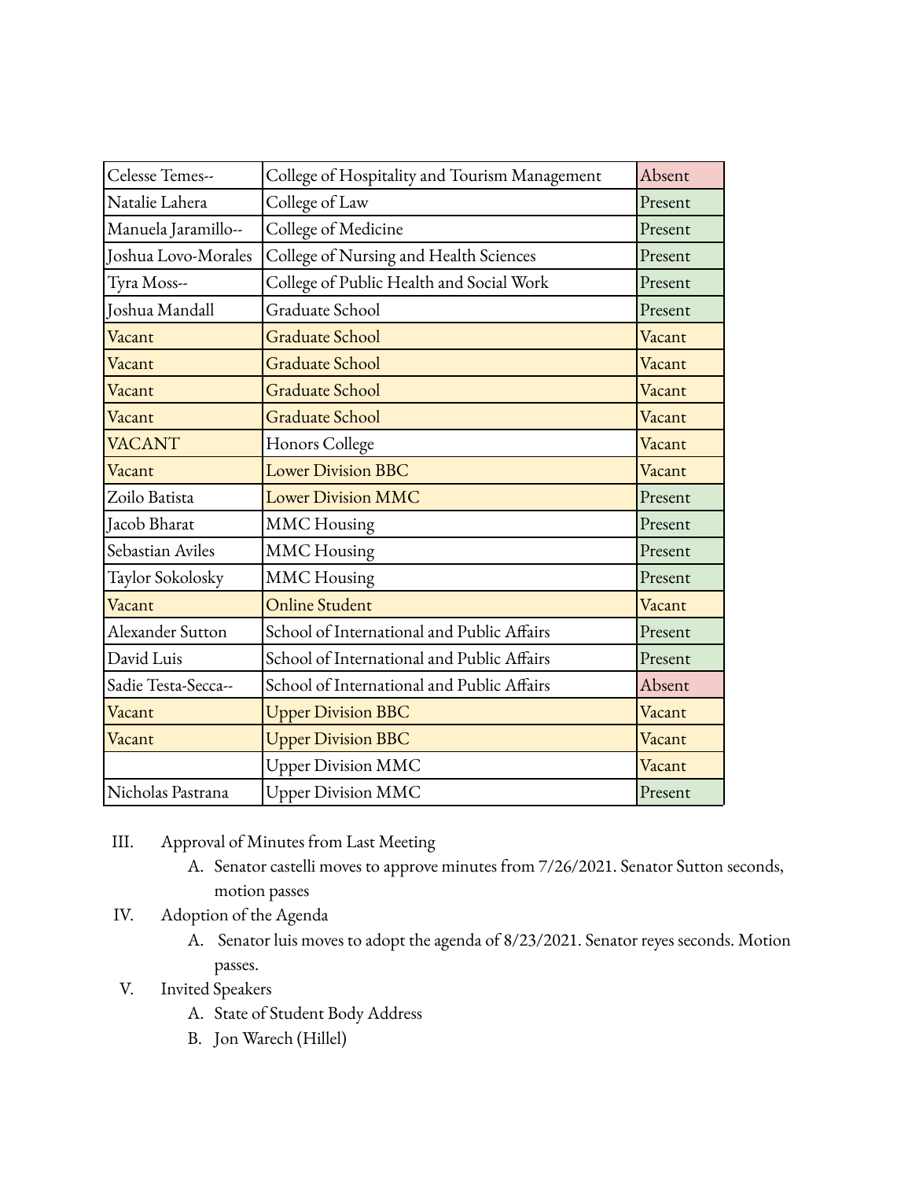| | | |
|---|---|---|
| Celesse Temes-- | College of Hospitality and Tourism Management | Absent |
| Natalie Lahera | College of Law | Present |
| Manuela Jaramillo-- | College of Medicine | Present |
| Joshua Lovo-Morales | College of Nursing and Health Sciences | Present |
| Tyra Moss-- | College of Public Health and Social Work | Present |
| Joshua Mandall | Graduate School | Present |
| Vacant | Graduate School | Vacant |
| Vacant | Graduate School | Vacant |
| Vacant | Graduate School | Vacant |
| Vacant | Graduate School | Vacant |
| VACANT | Honors College | Vacant |
| Vacant | Lower Division BBC | Vacant |
| Zoilo Batista | Lower Division MMC | Present |
| Jacob Bharat | MMC Housing | Present |
| Sebastian Aviles | MMC Housing | Present |
| Taylor Sokolosky | MMC Housing | Present |
| Vacant | Online Student | Vacant |
| Alexander Sutton | School of International and Public Affairs | Present |
| David Luis | School of International and Public Affairs | Present |
| Sadie Testa-Secca-- | School of International and Public Affairs | Absent |
| Vacant | Upper Division BBC | Vacant |
| Vacant | Upper Division BBC | Vacant |
| | Upper Division MMC | Vacant |
| Nicholas Pastrana | Upper Division MMC | Present |

III. Approval of Minutes from Last Meeting
   A. Senator castelli moves to approve minutes from 7/26/2021. Senator Sutton seconds, motion passes

IV. Adoption of the Agenda
   A. Senator luis moves to adopt the agenda of 8/23/2021. Senator reyes seconds. Motion passes.

V. Invited Speakers
   A. State of Student Body Address
   B. Jon Warech (Hillel)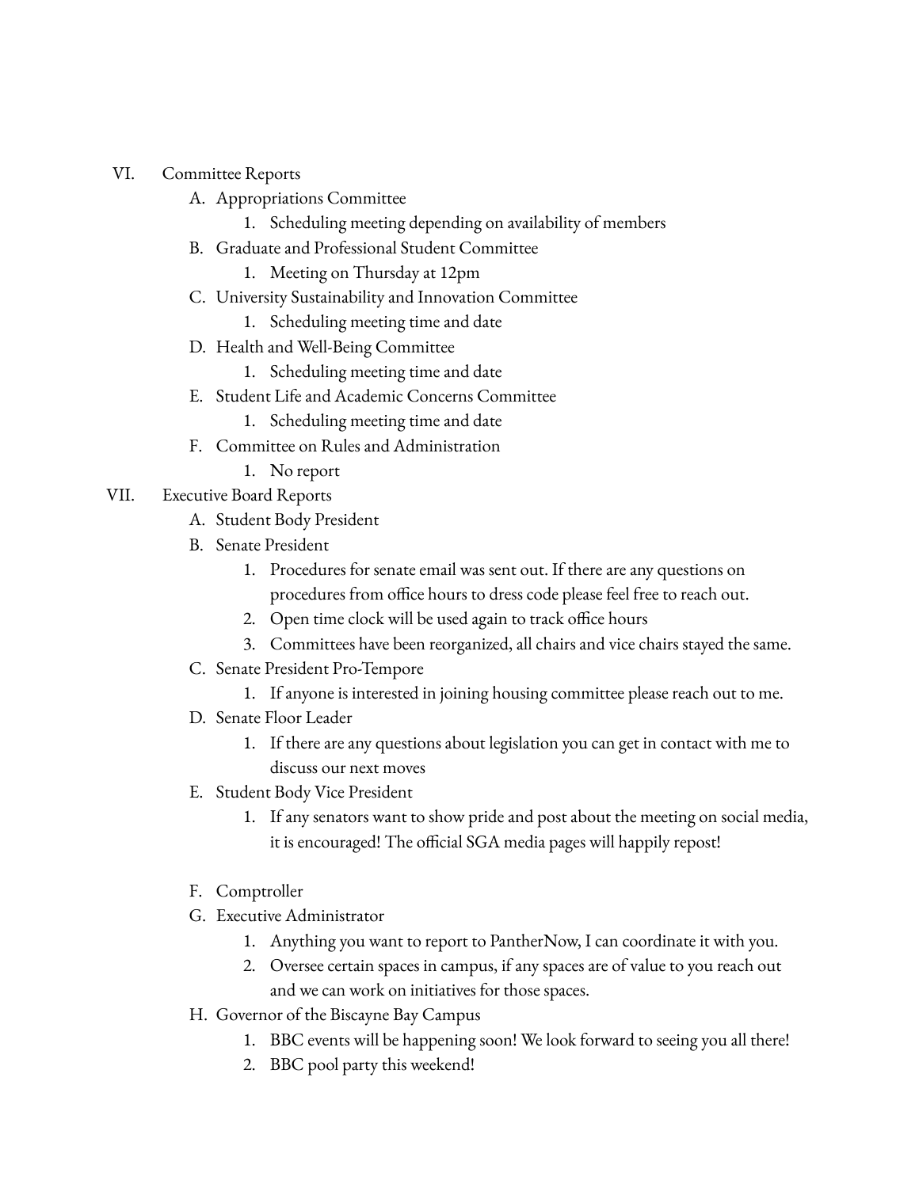VI. Committee Reports

   A. Appropriations Committee
      1. Scheduling meeting depending on availability of members
   B. Graduate and Professional Student Committee
      1. Meeting on Thursday at 12pm
   C. University Sustainability and Innovation Committee
      1. Scheduling meeting time and date
   D. Health and Well-Being Committee
      1. Scheduling meeting time and date
   E. Student Life and Academic Concerns Committee
      1. Scheduling meeting time and date
   F. Committee on Rules and Administration
      1. No report

VII. Executive Board Reports

   A. Student Body President
   B. Senate President
      1. Procedures for senate email was sent out. If there are any questions on procedures from office hours to dress code please feel free to reach out.
      2. Open time clock will be used again to track office hours
      3. Committees have been reorganized, all chairs and vice chairs stayed the same.
   C. Senate President Pro-Tempore
      1. If anyone is interested in joining housing committee please reach out to me.
   D. Senate Floor Leader
      1. If there are any questions about legislation you can get in contact with me to discuss our next moves
   E. Student Body Vice President
      1. If any senators want to show pride and post about the meeting on social media, it is encouraged! The official SGA media pages will happily repost!
   F. Comptroller
   G. Executive Administrator
      1. Anything you want to report to PantherNow, I can coordinate it with you.
      2. Oversee certain spaces in campus, if any spaces are of value to you reach out and we can work on initiatives for those spaces.
   H. Governor of the Biscayne Bay Campus
      1. BBC events will be happening soon! We look forward to seeing you all there!
      2. BBC pool party this weekend!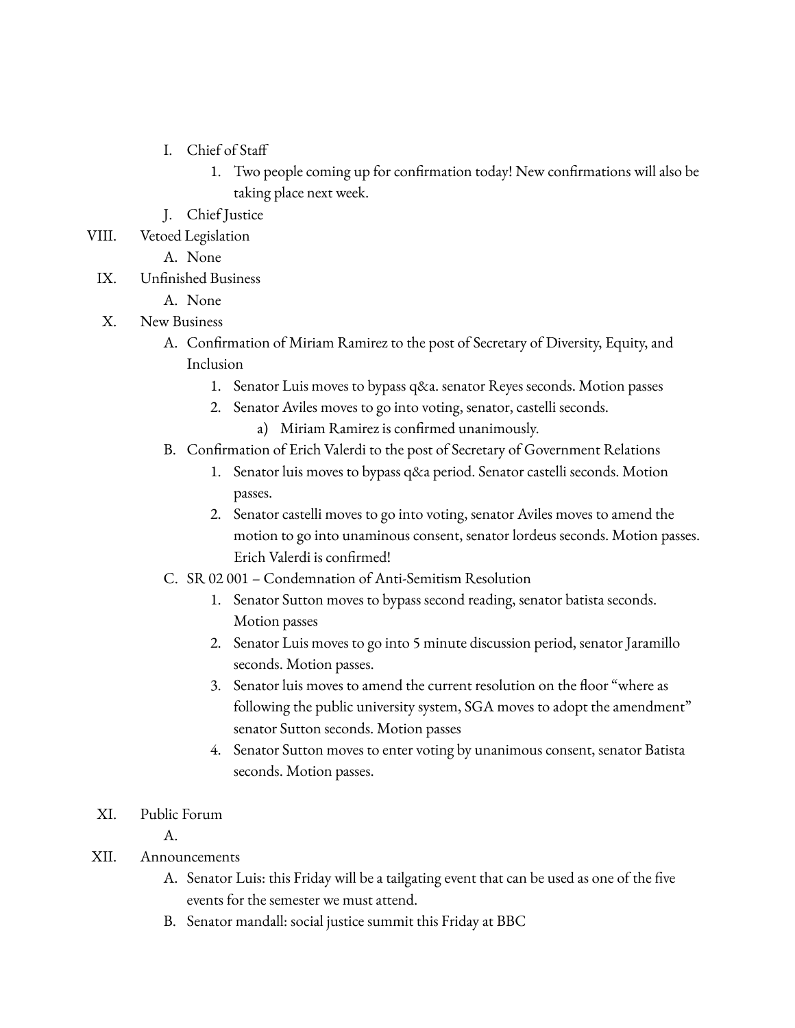I. Chief of Staff
   1. Two people coming up for confirmation today! New confirmations will also be taking place next week.

J. Chief Justice

VIII. Vetoed Legislation
   A. None

IX. Unfinished Business
   A. None

X. New Business
   A. Confirmation of Miriam Ramirez to the post of Secretary of Diversity, Equity, and Inclusion
      1. Senator Luis moves to bypass q&a. senator Reyes seconds. Motion passes
      2. Senator Aviles moves to go into voting, senator, castelli seconds.
         a) Miriam Ramirez is confirmed unanimously.
   B. Confirmation of Erich Valerdi to the post of Secretary of Government Relations
      1. Senator luis moves to bypass q&a period. Senator castelli seconds. Motion passes.
      2. Senator castelli moves to go into voting, senator Aviles moves to amend the motion to go into unaminous consent, senator lordeus seconds. Motion passes. Erich Valerdi is confirmed!
   C. SR 02 001 – Condemnation of Anti-Semitism Resolution
      1. Senator Sutton moves to bypass second reading, senator batista seconds. Motion passes
      2. Senator Luis moves to go into 5 minute discussion period, senator Jaramillo seconds. Motion passes.
      3. Senator luis moves to amend the current resolution on the floor "where as following the public university system, SGA moves to adopt the amendment" senator Sutton seconds. Motion passes
      4. Senator Sutton moves to enter voting by unanimous consent, senator Batista seconds. Motion passes.

XI. Public Forum
   A.

XII. Announcements
   A. Senator Luis: this Friday will be a tailgating event that can be used as one of the five events for the semester we must attend.
   B. Senator mandall: social justice summit this Friday at BBC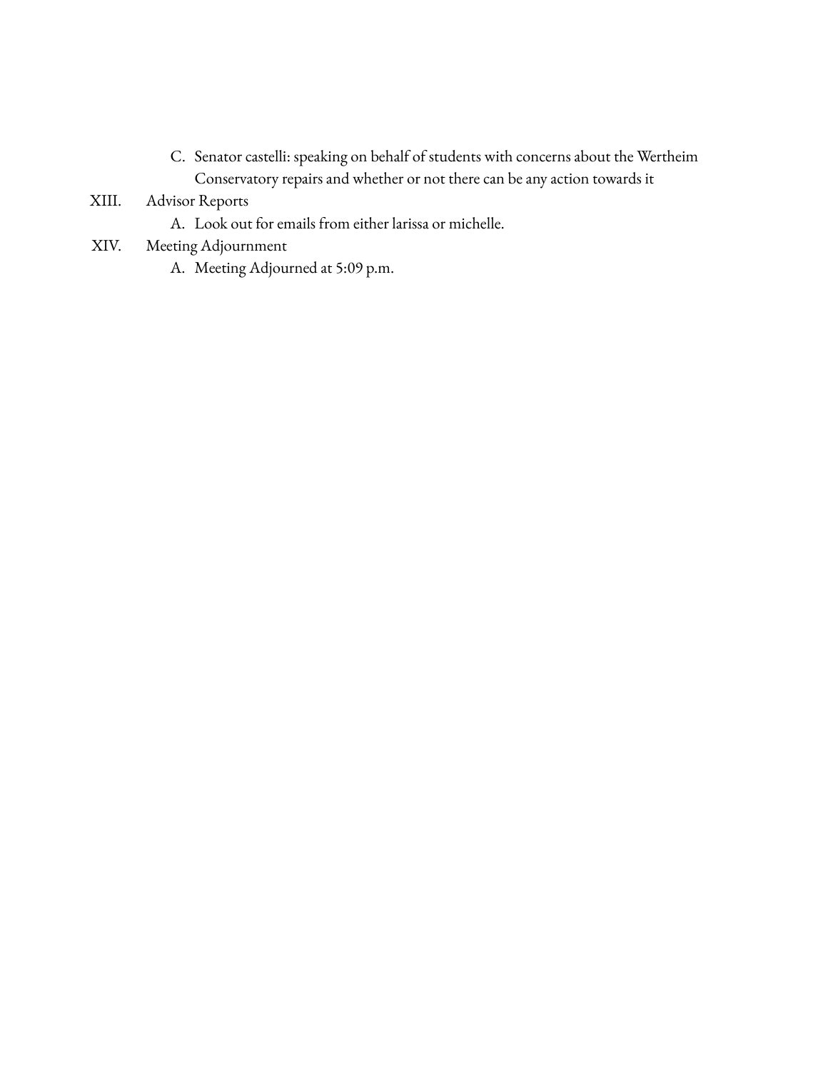C. Senator castelli: speaking on behalf of students with concerns about the Wertheim Conservatory repairs and whether or not there can be any action towards it

XIII. Advisor Reports

A. Look out for emails from either larissa or michelle.

XIV. Meeting Adjournment

A. Meeting Adjourned at 5:09 p.m.